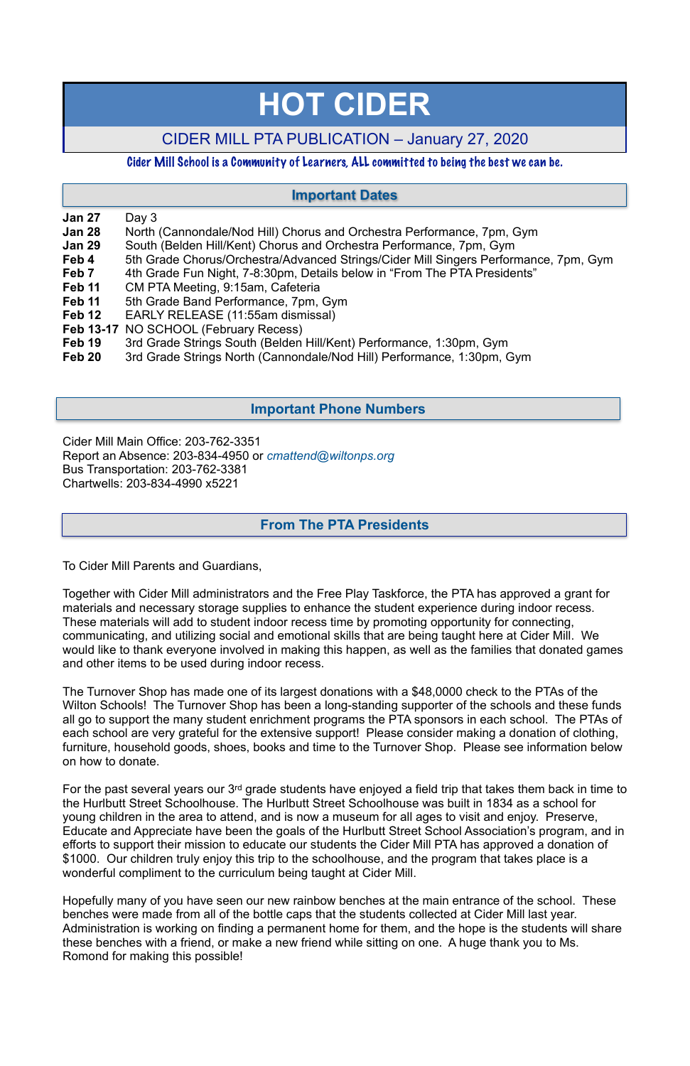# HOT CIDER

## CIDER MILL PTA PUBLICATION – January 27, 2020

*Cider Mill School is a Community of Learners, ALL committed to being the best we can be.*

## Important Dates

| | |
|---|---|
| **Jan 27** | Day 3 |
| **Jan 28** | North (Cannondale/Nod Hill) Chorus and Orchestra Performance, 7pm, Gym |
| **Jan 29** | South (Belden Hill/Kent) Chorus and Orchestra Performance, 7pm, Gym |
| **Feb 4** | 5th Grade Chorus/Orchestra/Advanced Strings/Cider Mill Singers Performance, 7pm, Gym |
| **Feb 7** | 4th Grade Fun Night, 7-8:30pm, Details below in "From The PTA Presidents" |
| **Feb 11** | CM PTA Meeting, 9:15am, Cafeteria |
| **Feb 11** | 5th Grade Band Performance, 7pm, Gym |
| **Feb 12** | EARLY RELEASE (11:55am dismissal) |
| **Feb 13-17** | NO SCHOOL (February Recess) |
| **Feb 19** | 3rd Grade Strings South (Belden Hill/Kent) Performance, 1:30pm, Gym |
| **Feb 20** | 3rd Grade Strings North (Cannondale/Nod Hill) Performance, 1:30pm, Gym |

## Important Phone Numbers

Cider Mill Main Office: 203-762-3351  
Report an Absence: 203-834-4950 or *cmattend@wiltonps.org*  
Bus Transportation: 203-762-3381  
Chartwells: 203-834-4990 x5221

## From The PTA Presidents

To Cider Mill Parents and Guardians,

Together with Cider Mill administrators and the Free Play Taskforce, the PTA has approved a grant for materials and necessary storage supplies to enhance the student experience during indoor recess. These materials will add to student indoor recess time by promoting opportunity for connecting, communicating, and utilizing social and emotional skills that are being taught here at Cider Mill. We would like to thank everyone involved in making this happen, as well as the families that donated games and other items to be used during indoor recess.

The Turnover Shop has made one of its largest donations with a $48,0000 check to the PTAs of the Wilton Schools! The Turnover Shop has been a long-standing supporter of the schools and these funds all go to support the many student enrichment programs the PTA sponsors in each school. The PTAs of each school are very grateful for the extensive support! Please consider making a donation of clothing, furniture, household goods, shoes, books and time to the Turnover Shop. Please see information below on how to donate.

For the past several years our 3rd grade students have enjoyed a field trip that takes them back in time to the Hurlbutt Street Schoolhouse. The Hurlbutt Street Schoolhouse was built in 1834 as a school for young children in the area to attend, and is now a museum for all ages to visit and enjoy. Preserve, Educate and Appreciate have been the goals of the Hurlbutt Street School Association's program, and in efforts to support their mission to educate our students the Cider Mill PTA has approved a donation of $1000. Our children truly enjoy this trip to the schoolhouse, and the program that takes place is a wonderful compliment to the curriculum being taught at Cider Mill.

Hopefully many of you have seen our new rainbow benches at the main entrance of the school. These benches were made from all of the bottle caps that the students collected at Cider Mill last year. Administration is working on finding a permanent home for them, and the hope is the students will share these benches with a friend, or make a new friend while sitting on one. A huge thank you to Ms. Romond for making this possible!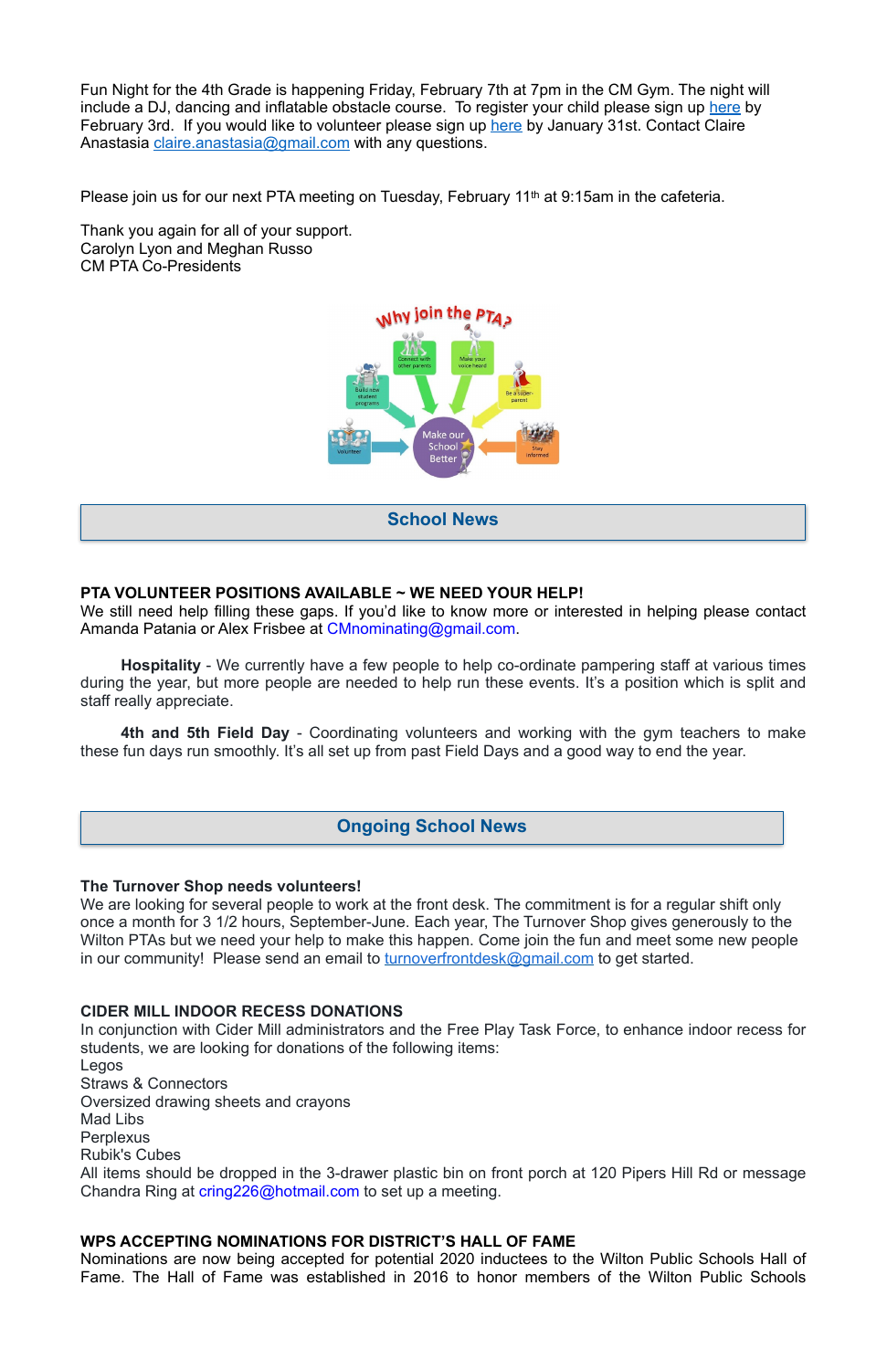Fun Night for the 4th Grade is happening Friday, February 7th at 7pm in the CM Gym. The night will include a DJ, dancing and inflatable obstacle course. To register your child please sign up here by February 3rd. If you would like to volunteer please sign up here by January 31st. Contact Claire Anastasia claire.anastasia@gmail.com with any questions.

Please join us for our next PTA meeting on Tuesday, February 11th at 9:15am in the cafeteria.

Thank you again for all of your support.
Carolyn Lyon and Meghan Russo
CM PTA Co-Presidents

## School News

**PTA VOLUNTEER POSITIONS AVAILABLE ~ WE NEED YOUR HELP!**
We still need help filling these gaps. If you'd like to know more or interested in helping please contact Amanda Patania or Alex Frisbee at CMnominating@gmail.com.

**Hospitality** - We currently have a few people to help co-ordinate pampering staff at various times during the year, but more people are needed to help run these events. It's a position which is split and staff really appreciate.

**4th and 5th Field Day** - Coordinating volunteers and working with the gym teachers to make these fun days run smoothly. It's all set up from past Field Days and a good way to end the year.

## Ongoing School News

**The Turnover Shop needs volunteers!**
We are looking for several people to work at the front desk. The commitment is for a regular shift only once a month for 3 1/2 hours, September-June. Each year, The Turnover Shop gives generously to the Wilton PTAs but we need your help to make this happen. Come join the fun and meet some new people in our community! Please send an email to turnoverfrontdesk@gmail.com to get started.

**CIDER MILL INDOOR RECESS DONATIONS**
In conjunction with Cider Mill administrators and the Free Play Task Force, to enhance indoor recess for students, we are looking for donations of the following items:
Legos
Straws & Connectors
Oversized drawing sheets and crayons
Mad Libs
Perplexus
Rubik's Cubes
All items should be dropped in the 3-drawer plastic bin on front porch at 120 Pipers Hill Rd or message Chandra Ring at cring226@hotmail.com to set up a meeting.

**WPS ACCEPTING NOMINATIONS FOR DISTRICT'S HALL OF FAME**
Nominations are now being accepted for potential 2020 inductees to the Wilton Public Schools Hall of Fame. The Hall of Fame was established in 2016 to honor members of the Wilton Public Schools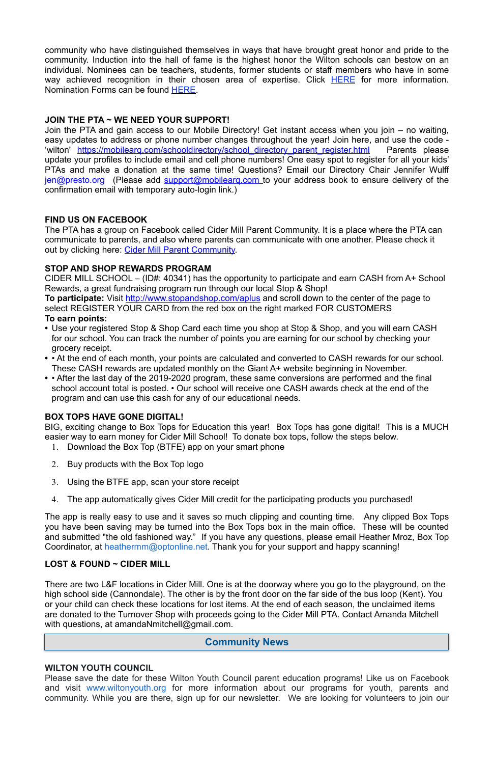community who have distinguished themselves in ways that have brought great honor and pride to the community. Induction into the hall of fame is the highest honor the Wilton schools can bestow on an individual. Nominees can be teachers, students, former students or staff members who have in some way achieved recognition in their chosen area of expertise. Click HERE for more information. Nomination Forms can be found HERE.

**JOIN THE PTA ~ WE NEED YOUR SUPPORT!**

Join the PTA and gain access to our Mobile Directory! Get instant access when you join – no waiting, easy updates to address or phone number changes throughout the year! Join here, and use the code - 'wilton' https://mobilearq.com/schooldirectory/school_directory_parent_register.html Parents please update your profiles to include email and cell phone numbers! One easy spot to register for all your kids' PTAs and make a donation at the same time! Questions? Email our Directory Chair Jennifer Wulff jen@presto.org (Please add support@mobilearq.com to your address book to ensure delivery of the confirmation email with temporary auto-login link.)

**FIND US ON FACEBOOK**

The PTA has a group on Facebook called Cider Mill Parent Community. It is a place where the PTA can communicate to parents, and also where parents can communicate with one another. Please check it out by clicking here: Cider Mill Parent Community.

**STOP AND SHOP REWARDS PROGRAM**

CIDER MILL SCHOOL – (ID#: 40341) has the opportunity to participate and earn CASH from A+ School Rewards, a great fundraising program run through our local Stop & Shop!

**To participate:** Visit http://www.stopandshop.com/aplus and scroll down to the center of the page to select REGISTER YOUR CARD from the red box on the right marked FOR CUSTOMERS

**To earn points:**

- Use your registered Stop & Shop Card each time you shop at Stop & Shop, and you will earn CASH for our school. You can track the number of points you are earning for our school by checking your grocery receipt.
- • At the end of each month, your points are calculated and converted to CASH rewards for our school. These CASH rewards are updated monthly on the Giant A+ website beginning in November.
- • After the last day of the 2019-2020 program, these same conversions are performed and the final school account total is posted. • Our school will receive one CASH awards check at the end of the program and can use this cash for any of our educational needs.

**BOX TOPS HAVE GONE DIGITAL!**

BIG, exciting change to Box Tops for Education this year! Box Tops has gone digital! This is a MUCH easier way to earn money for Cider Mill School! To donate box tops, follow the steps below.

1. Download the Box Top (BTFE) app on your smart phone
2. Buy products with the Box Top logo
3. Using the BTFE app, scan your store receipt
4. The app automatically gives Cider Mill credit for the participating products you purchased!

The app is really easy to use and it saves so much clipping and counting time. Any clipped Box Tops you have been saving may be turned into the Box Tops box in the main office. These will be counted and submitted "the old fashioned way." If you have any questions, please email Heather Mroz, Box Top Coordinator, at heathermm@optonline.net. Thank you for your support and happy scanning!

**LOST & FOUND ~ CIDER MILL**

There are two L&F locations in Cider Mill. One is at the doorway where you go to the playground, on the high school side (Cannondale). The other is by the front door on the far side of the bus loop (Kent). You or your child can check these locations for lost items. At the end of each season, the unclaimed items are donated to the Turnover Shop with proceeds going to the Cider Mill PTA. Contact Amanda Mitchell with questions, at amandaNmitchell@gmail.com.

## Community News

**WILTON YOUTH COUNCIL**

Please save the date for these Wilton Youth Council parent education programs! Like us on Facebook and visit www.wiltonyouth.org for more information about our programs for youth, parents and community. While you are there, sign up for our newsletter. We are looking for volunteers to join our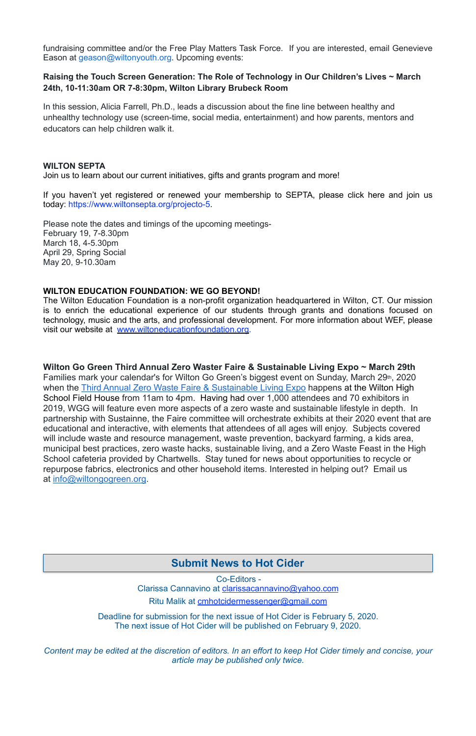fundraising committee and/or the Free Play Matters Task Force. If you are interested, email Genevieve Eason at geason@wiltonyouth.org. Upcoming events:

**Raising the Touch Screen Generation: The Role of Technology in Our Children's Lives ~ March 24th, 10-11:30am OR 7-8:30pm, Wilton Library Brubeck Room**

In this session, Alicia Farrell, Ph.D., leads a discussion about the fine line between healthy and unhealthy technology use (screen-time, social media, entertainment) and how parents, mentors and educators can help children walk it.

**WILTON SEPTA**

Join us to learn about our current initiatives, gifts and grants program and more!

If you haven't yet registered or renewed your membership to SEPTA, please click here and join us today: https://www.wiltonsepta.org/projecto-5.

Please note the dates and timings of the upcoming meetings-
February 19, 7-8.30pm
March 18, 4-5.30pm
April 29, Spring Social
May 20, 9-10.30am

**WILTON EDUCATION FOUNDATION: WE GO BEYOND!**

The Wilton Education Foundation is a non-profit organization headquartered in Wilton, CT. Our mission is to enrich the educational experience of our students through grants and donations focused on technology, music and the arts, and professional development. For more information about WEF, please visit our website at www.wiltoneducationfoundation.org.

**Wilton Go Green Third Annual Zero Waster Faire & Sustainable Living Expo ~ March 29th**

Families mark your calendar's for Wilton Go Green's biggest event on Sunday, March 29th, 2020 when the Third Annual Zero Waste Faire & Sustainable Living Expo happens at the Wilton High School Field House from 11am to 4pm. Having had over 1,000 attendees and 70 exhibitors in 2019, WGG will feature even more aspects of a zero waste and sustainable lifestyle in depth. In partnership with Sustainne, the Faire committee will orchestrate exhibits at their 2020 event that are educational and interactive, with elements that attendees of all ages will enjoy. Subjects covered will include waste and resource management, waste prevention, backyard farming, a kids area, municipal best practices, zero waste hacks, sustainable living, and a Zero Waste Feast in the High School cafeteria provided by Chartwells. Stay tuned for news about opportunities to recycle or repurpose fabrics, electronics and other household items. Interested in helping out? Email us at info@wiltongogreen.org.

## Submit News to Hot Cider

Co-Editors -
Clarissa Cannavino at clarissacannavino@yahoo.com
Ritu Malik at cmhotcidermessenger@gmail.com

Deadline for submission for the next issue of Hot Cider is February 5, 2020.
The next issue of Hot Cider will be published on February 9, 2020.

*Content may be edited at the discretion of editors. In an effort to keep Hot Cider timely and concise, your article may be published only twice.*